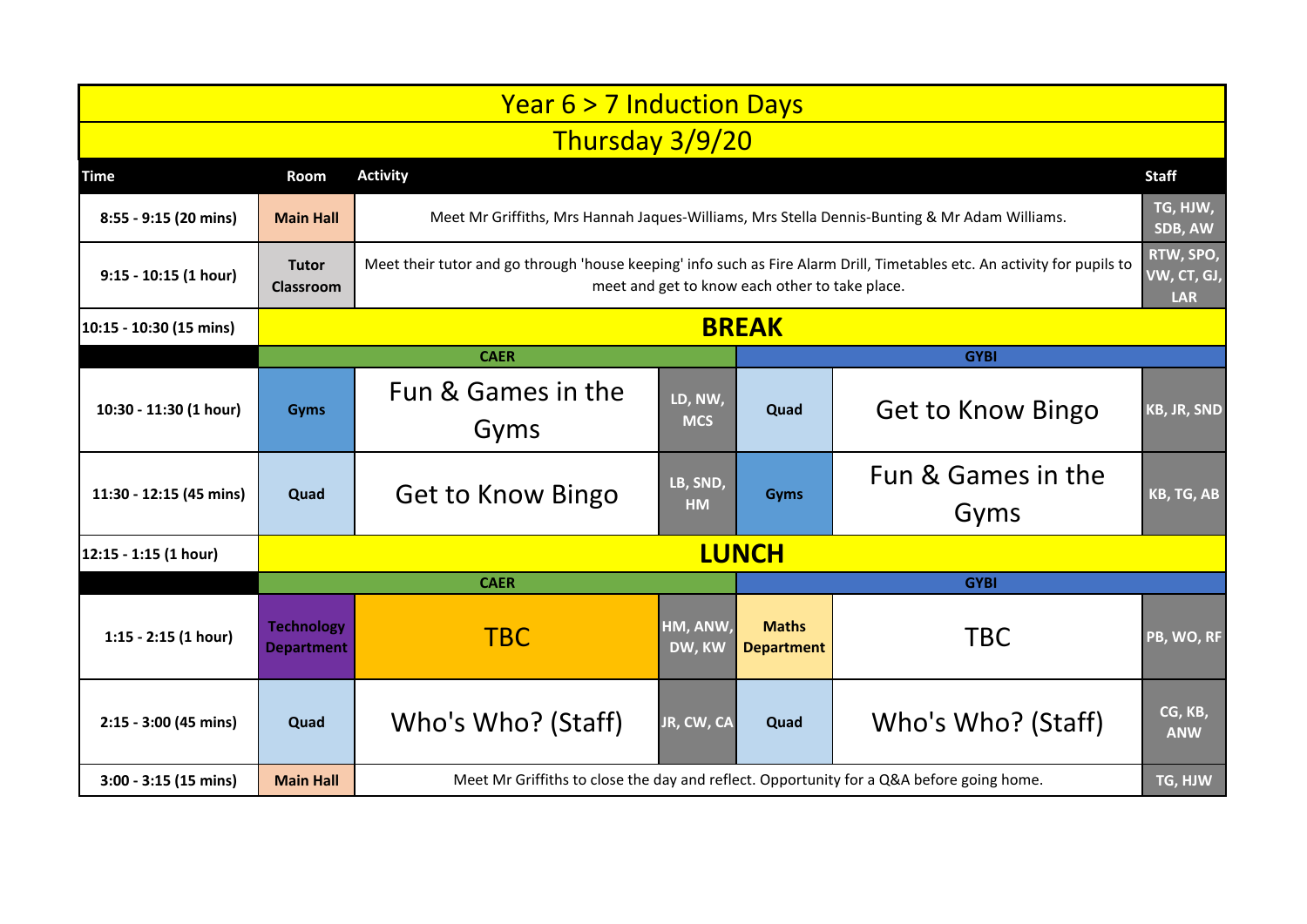# Year 6 > 7 Induction Days

## Thursday 3/9/20

| Time | Room | Activity | | | | | Staff |
|---|---|---|---|---|---|---|---|
| 8:55 - 9:15 (20 mins) | Main Hall | Meet Mr Griffiths, Mrs Hannah Jaques-Williams, Mrs Stella Dennis-Bunting & Mr Adam Williams. | | | | | TG, HJW, SDB, AW |
| 9:15 - 10:15 (1 hour) | Tutor Classroom | Meet their tutor and go through 'house keeping' info such as Fire Alarm Drill, Timetables etc. An activity for pupils to meet and get to know each other to take place. | | | | | RTW, SPO, VW, CT, GJ, LAR |
| 10:15 - 10:30 (15 mins) | **BREAK** | | | | | | |
| | **CAER** | | | **GYBI** | | | |
| 10:30 - 11:30 (1 hour) | Gyms | Fun & Games in the Gyms | LD, NW, MCS | Quad | Get to Know Bingo | | KB, JR, SND |
| 11:30 - 12:15 (45 mins) | Quad | Get to Know Bingo | LB, SND, HM | Gyms | Fun & Games in the Gyms | | KB, TG, AB |
| 12:15 - 1:15 (1 hour) | **LUNCH** | | | | | | |
| | **CAER** | | | **GYBI** | | | |
| 1:15 - 2:15 (1 hour) | Technology Department | TBC | HM, ANW, DW, KW | Maths Department | TBC | | PB, WO, RF |
| 2:15 - 3:00 (45 mins) | Quad | Who's Who? (Staff) | JR, CW, CA | Quad | Who's Who? (Staff) | | CG, KB, ANW |
| 3:00 - 3:15 (15 mins) | Main Hall | Meet Mr Griffiths to close the day and reflect. Opportunity for a Q&A before going home. | | | | | TG, HJW |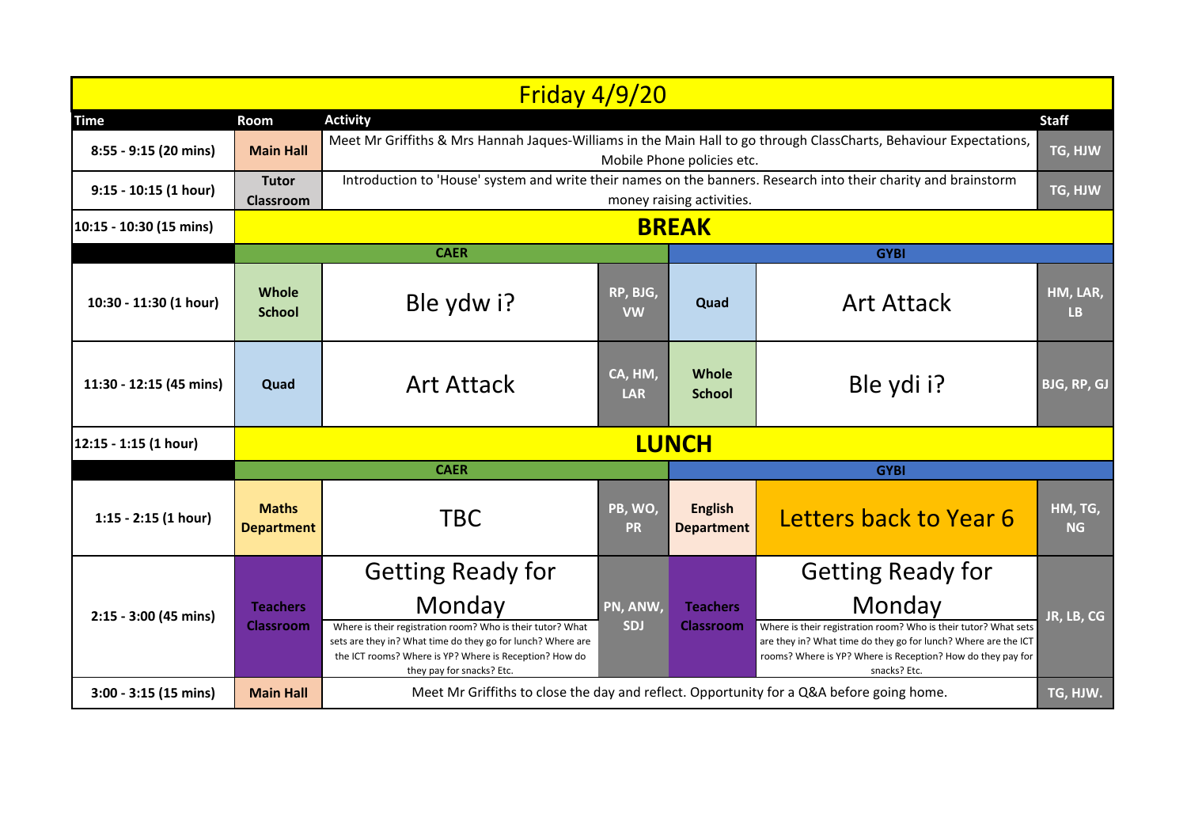# Friday 4/9/20

| Time | Room | Activity | Staff | Room | Activity | Staff |
|---|---|---|---|---|---|---|
| 8:55 - 9:15 (20 mins) | Main Hall | Meet Mr Griffiths & Mrs Hannah Jaques-Williams in the Main Hall to go through ClassCharts, Behaviour Expectations, Mobile Phone policies etc. | | | | TG, HJW |
| 9:15 - 10:15 (1 hour) | Tutor Classroom | Introduction to 'House' system and write their names on the banners. Research into their charity and brainstorm money raising activities. | | | | TG, HJW |
| 10:15 - 10:30 (15 mins) | **BREAK** | | | | | |
| | **CAER** | | | **GYBI** | | |
| 10:30 - 11:30 (1 hour) | Whole School | Ble ydw i? | RP, BJG, VW | Quad | Art Attack | HM, LAR, LB |
| 11:30 - 12:15 (45 mins) | Quad | Art Attack | CA, HM, LAR | Whole School | Ble ydi i? | BJG, RP, GJ |
| 12:15 - 1:15 (1 hour) | **LUNCH** | | | | | |
| | **CAER** | | | **GYBI** | | |
| 1:15 - 2:15 (1 hour) | Maths Department | TBC | PB, WO, PR | English Department | Letters back to Year 6 | HM, TG, NG |
| 2:15 - 3:00 (45 mins) | Teachers Classroom | Getting Ready for Monday<br>Where is their registration room? Who is their tutor? What sets are they in? What time do they go for lunch? Where are the ICT rooms? Where is YP? Where is Reception? How do they pay for snacks? Etc. | PN, ANW, SDJ | Teachers Classroom | Getting Ready for Monday<br>Where is their registration room? Who is their tutor? What sets are they in? What time do they go for lunch? Where are the ICT rooms? Where is YP? Where is Reception? How do they pay for snacks? Etc. | JR, LB, CG |
| 3:00 - 3:15 (15 mins) | Main Hall | Meet Mr Griffiths to close the day and reflect. Opportunity for a Q&A before going home. | | | | TG, HJW. |